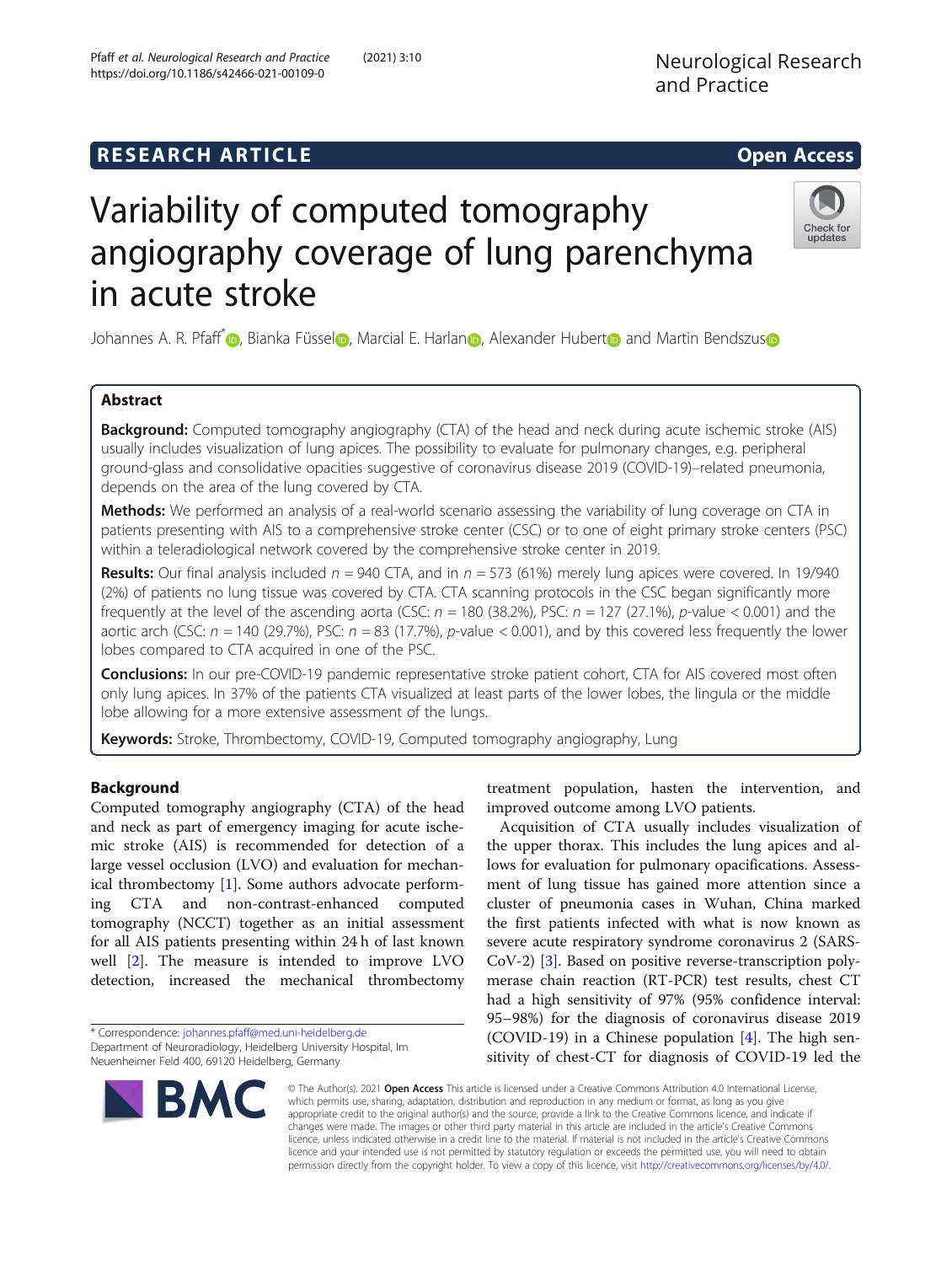# RESEARCH ARTICLE

Open Access

# Variability of computed tomography angiography coverage of lung parenchyma in acute stroke

Johannes A. R. Pfaff*, Bianka Füssel, Marcial E. Harlan, Alexander Hubert and Martin Bendszus

## Abstract

**Background:** Computed tomography angiography (CTA) of the head and neck during acute ischemic stroke (AIS) usually includes visualization of lung apices. The possibility to evaluate for pulmonary changes, e.g. peripheral ground-glass and consolidative opacities suggestive of coronavirus disease 2019 (COVID-19)–related pneumonia, depends on the area of the lung covered by CTA.

**Methods:** We performed an analysis of a real-world scenario assessing the variability of lung coverage on CTA in patients presenting with AIS to a comprehensive stroke center (CSC) or to one of eight primary stroke centers (PSC) within a teleradiological network covered by the comprehensive stroke center in 2019.

**Results:** Our final analysis included $n = 940$ CTA, and in $n = 573$ (61%) merely lung apices were covered. In 19/940 (2%) of patients no lung tissue was covered by CTA. CTA scanning protocols in the CSC began significantly more frequently at the level of the ascending aorta (CSC: $n = 180$ (38.2%), PSC: $n = 127$ (27.1%), $p$-value < 0.001) and the aortic arch (CSC: $n = 140$ (29.7%), PSC: $n = 83$ (17.7%), $p$-value < 0.001), and by this covered less frequently the lower lobes compared to CTA acquired in one of the PSC.

**Conclusions:** In our pre-COVID-19 pandemic representative stroke patient cohort, CTA for AIS covered most often only lung apices. In 37% of the patients CTA visualized at least parts of the lower lobes, the lingula or the middle lobe allowing for a more extensive assessment of the lungs.

**Keywords:** Stroke, Thrombectomy, COVID-19, Computed tomography angiography, Lung

## Background

Computed tomography angiography (CTA) of the head and neck as part of emergency imaging for acute ischemic stroke (AIS) is recommended for detection of a large vessel occlusion (LVO) and evaluation for mechanical thrombectomy [1]. Some authors advocate performing CTA and non-contrast-enhanced computed tomography (NCCT) together as an initial assessment for all AIS patients presenting within 24 h of last known well [2]. The measure is intended to improve LVO detection, increased the mechanical thrombectomy treatment population, hasten the intervention, and improved outcome among LVO patients.

Acquisition of CTA usually includes visualization of the upper thorax. This includes the lung apices and allows for evaluation for pulmonary opacifications. Assessment of lung tissue has gained more attention since a cluster of pneumonia cases in Wuhan, China marked the first patients infected with what is now known as severe acute respiratory syndrome coronavirus 2 (SARS-CoV-2) [3]. Based on positive reverse-transcription polymerase chain reaction (RT-PCR) test results, chest CT had a high sensitivity of 97% (95% confidence interval: 95–98%) for the diagnosis of coronavirus disease 2019 (COVID-19) in a Chinese population [4]. The high sensitivity of chest-CT for diagnosis of COVID-19 led the

\* Correspondence: johannes.pfaff@med.uni-heidelberg.de
Department of Neuroradiology, Heidelberg University Hospital, Im Neuenheimer Feld 400, 69120 Heidelberg, Germany

© The Author(s). 2021 **Open Access** This article is licensed under a Creative Commons Attribution 4.0 International License, which permits use, sharing, adaptation, distribution and reproduction in any medium or format, as long as you give appropriate credit to the original author(s) and the source, provide a link to the Creative Commons licence, and indicate if changes were made. The images or other third party material in this article are included in the article's Creative Commons licence, unless indicated otherwise in a credit line to the material. If material is not included in the article's Creative Commons licence and your intended use is not permitted by statutory regulation or exceeds the permitted use, you will need to obtain permission directly from the copyright holder. To view a copy of this licence, visit http://creativecommons.org/licenses/by/4.0/.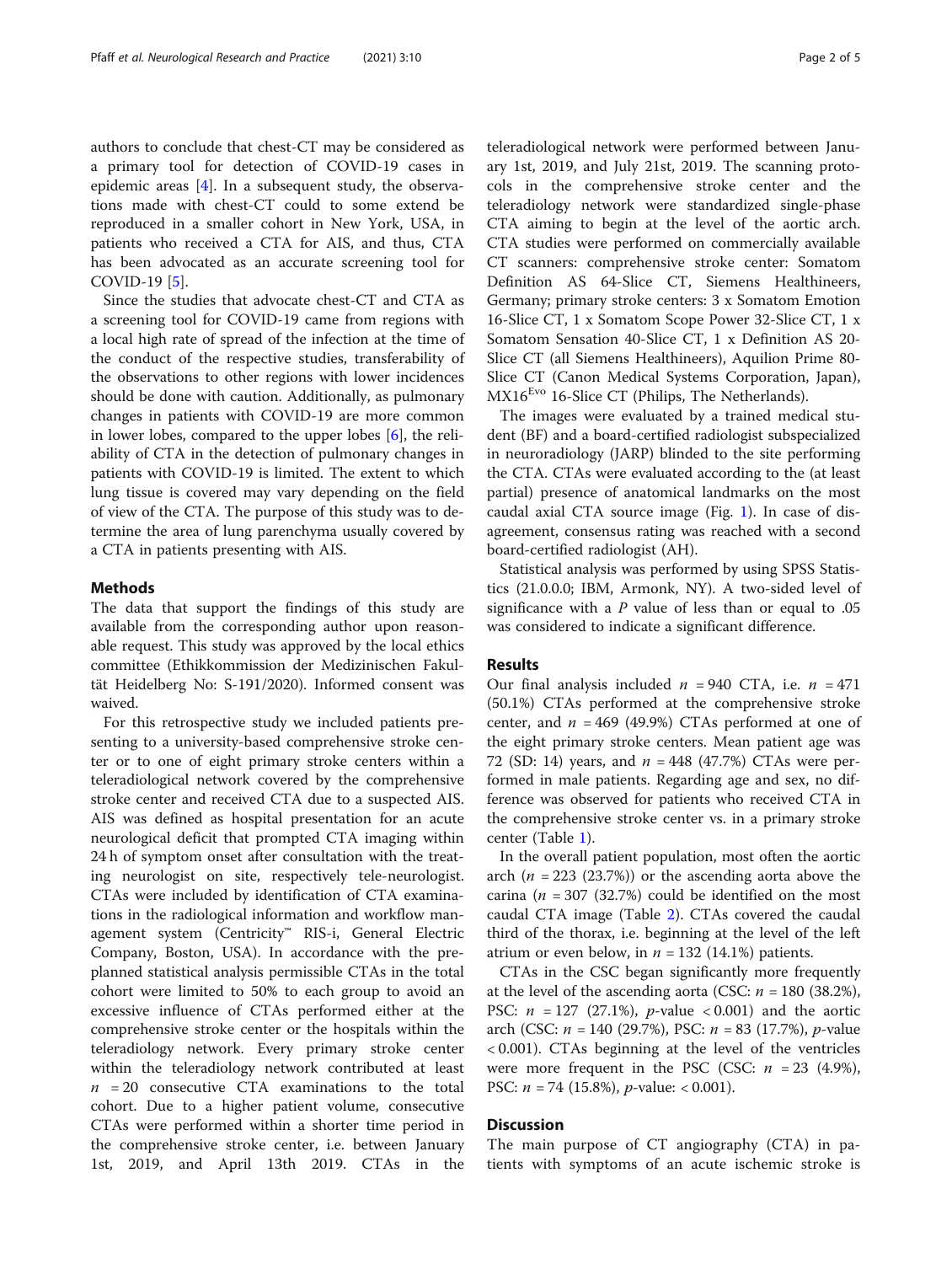authors to conclude that chest-CT may be considered as a primary tool for detection of COVID-19 cases in epidemic areas [4]. In a subsequent study, the observations made with chest-CT could to some extend be reproduced in a smaller cohort in New York, USA, in patients who received a CTA for AIS, and thus, CTA has been advocated as an accurate screening tool for COVID-19 [5].

Since the studies that advocate chest-CT and CTA as a screening tool for COVID-19 came from regions with a local high rate of spread of the infection at the time of the conduct of the respective studies, transferability of the observations to other regions with lower incidences should be done with caution. Additionally, as pulmonary changes in patients with COVID-19 are more common in lower lobes, compared to the upper lobes [6], the reliability of CTA in the detection of pulmonary changes in patients with COVID-19 is limited. The extent to which lung tissue is covered may vary depending on the field of view of the CTA. The purpose of this study was to determine the area of lung parenchyma usually covered by a CTA in patients presenting with AIS.

## Methods

The data that support the findings of this study are available from the corresponding author upon reasonable request. This study was approved by the local ethics committee (Ethikkommission der Medizinischen Fakultät Heidelberg No: S-191/2020). Informed consent was waived.

For this retrospective study we included patients presenting to a university-based comprehensive stroke center or to one of eight primary stroke centers within a teleradiological network covered by the comprehensive stroke center and received CTA due to a suspected AIS. AIS was defined as hospital presentation for an acute neurological deficit that prompted CTA imaging within 24 h of symptom onset after consultation with the treating neurologist on site, respectively tele-neurologist. CTAs were included by identification of CTA examinations in the radiological information and workflow management system (Centricity™ RIS-i, General Electric Company, Boston, USA). In accordance with the preplanned statistical analysis permissible CTAs in the total cohort were limited to 50% to each group to avoid an excessive influence of CTAs performed either at the comprehensive stroke center or the hospitals within the teleradiology network. Every primary stroke center within the teleradiology network contributed at least $n = 20$ consecutive CTA examinations to the total cohort. Due to a higher patient volume, consecutive CTAs were performed within a shorter time period in the comprehensive stroke center, i.e. between January 1st, 2019, and April 13th 2019. CTAs in the teleradiological network were performed between January 1st, 2019, and July 21st, 2019. The scanning protocols in the comprehensive stroke center and the teleradiology network were standardized single-phase CTA aiming to begin at the level of the aortic arch. CTA studies were performed on commercially available CT scanners: comprehensive stroke center: Somatom Definition AS 64-Slice CT, Siemens Healthineers, Germany; primary stroke centers: 3 x Somatom Emotion 16-Slice CT, 1 x Somatom Scope Power 32-Slice CT, 1 x Somatom Sensation 40-Slice CT, 1 x Definition AS 20-Slice CT (all Siemens Healthineers), Aquilion Prime 80-Slice CT (Canon Medical Systems Corporation, Japan), MX16$^{Evo}$ 16-Slice CT (Philips, The Netherlands).

The images were evaluated by a trained medical student (BF) and a board-certified radiologist subspecialized in neuroradiology (JARP) blinded to the site performing the CTA. CTAs were evaluated according to the (at least partial) presence of anatomical landmarks on the most caudal axial CTA source image (Fig. 1). In case of disagreement, consensus rating was reached with a second board-certified radiologist (AH).

Statistical analysis was performed by using SPSS Statistics (21.0.0.0; IBM, Armonk, NY). A two-sided level of significance with a $P$ value of less than or equal to .05 was considered to indicate a significant difference.

## Results

Our final analysis included $n = 940$ CTA, i.e. $n = 471$ (50.1%) CTAs performed at the comprehensive stroke center, and $n = 469$ (49.9%) CTAs performed at one of the eight primary stroke centers. Mean patient age was 72 (SD: 14) years, and $n = 448$ (47.7%) CTAs were performed in male patients. Regarding age and sex, no difference was observed for patients who received CTA in the comprehensive stroke center vs. in a primary stroke center (Table 1).

In the overall patient population, most often the aortic arch ($n = 223$ (23.7%)) or the ascending aorta above the carina ($n = 307$ (32.7%) could be identified on the most caudal CTA image (Table 2). CTAs covered the caudal third of the thorax, i.e. beginning at the level of the left atrium or even below, in $n = 132$ (14.1%) patients.

CTAs in the CSC began significantly more frequently at the level of the ascending aorta (CSC: $n = 180$ (38.2%), PSC: $n = 127$ (27.1%), $p$-value $< 0.001$) and the aortic arch (CSC: $n = 140$ (29.7%), PSC: $n = 83$ (17.7%), $p$-value $< 0.001$). CTAs beginning at the level of the ventricles were more frequent in the PSC (CSC: $n = 23$ (4.9%), PSC: $n = 74$ (15.8%), $p$-value: $< 0.001$).

## Discussion

The main purpose of CT angiography (CTA) in patients with symptoms of an acute ischemic stroke is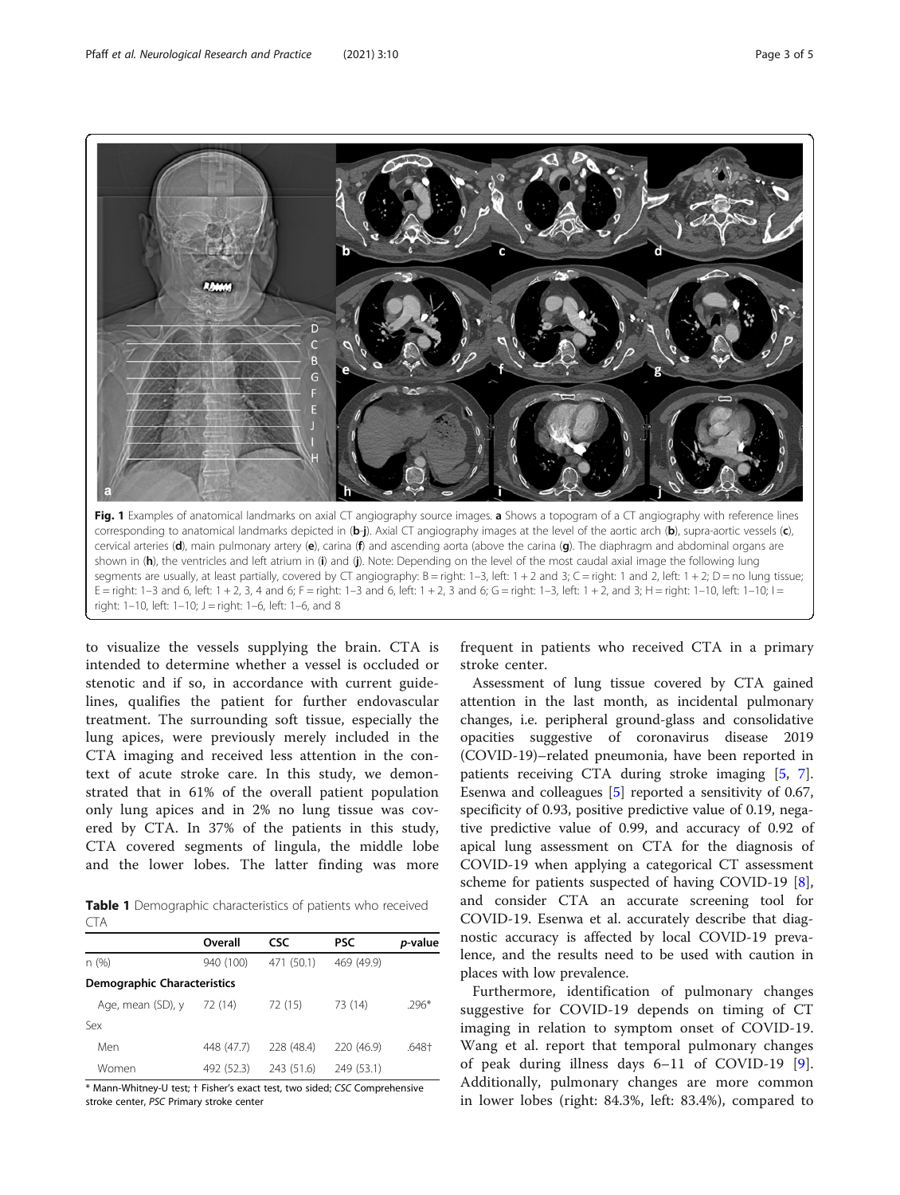Fig. 1 Examples of anatomical landmarks on axial CT angiography source images. **a** Shows a topogram of a CT angiography with reference lines corresponding to anatomical landmarks depicted in (**b**-**j**). Axial CT angiography images at the level of the aortic arch (**b**), supra-aortic vessels (**c**), cervical arteries (**d**), main pulmonary artery (**e**), carina (**f**) and ascending aorta (above the carina (**g**). The diaphragm and abdominal organs are shown in (**h**), the ventricles and left atrium in (**i**) and (**j**). Note: Depending on the level of the most caudal axial image the following lung segments are usually, at least partially, covered by CT angiography: B = right: 1–3, left: 1 + 2 and 3; C = right: 1 and 2, left: 1 + 2; D = no lung tissue; E = right: 1–3 and 6, left: 1 + 2, 3, 4 and 6; F = right: 1–3 and 6, left: 1 + 2, 3 and 6; G = right: 1–3, left: 1 + 2, and 3; H = right: 1–10, left: 1–10; I = right: 1–10, left: 1–10; J = right: 1–6, left: 1–6, and 8

to visualize the vessels supplying the brain. CTA is intended to determine whether a vessel is occluded or stenotic and if so, in accordance with current guidelines, qualifies the patient for further endovascular treatment. The surrounding soft tissue, especially the lung apices, were previously merely included in the CTA imaging and received less attention in the context of acute stroke care. In this study, we demonstrated that in 61% of the overall patient population only lung apices and in 2% no lung tissue was covered by CTA. In 37% of the patients in this study, CTA covered segments of lingula, the middle lobe and the lower lobes. The latter finding was more frequent in patients who received CTA in a primary stroke center.

**Table 1** Demographic characteristics of patients who received CTA

| | Overall | CSC | PSC | *p*-value |
|---|---|---|---|---|
| n (%) | 940 (100) | 471 (50.1) | 469 (49.9) | |
| **Demographic Characteristics** | | | | |
| Age, mean (SD), y | 72 (14) | 72 (15) | 73 (14) | .296* |
| Sex | | | | |
| Men | 448 (47.7) | 228 (48.4) | 220 (46.9) | .648† |
| Women | 492 (52.3) | 243 (51.6) | 249 (53.1) | |

\* Mann-Whitney-U test; † Fisher's exact test, two sided; *CSC* Comprehensive stroke center, *PSC* Primary stroke center

Assessment of lung tissue covered by CTA gained attention in the last month, as incidental pulmonary changes, i.e. peripheral ground-glass and consolidative opacities suggestive of coronavirus disease 2019 (COVID-19)–related pneumonia, have been reported in patients receiving CTA during stroke imaging [5, 7]. Esenwa and colleagues [5] reported a sensitivity of 0.67, specificity of 0.93, positive predictive value of 0.19, negative predictive value of 0.99, and accuracy of 0.92 of apical lung assessment on CTA for the diagnosis of COVID-19 when applying a categorical CT assessment scheme for patients suspected of having COVID-19 [8], and consider CTA an accurate screening tool for COVID-19. Esenwa et al. accurately describe that diagnostic accuracy is affected by local COVID-19 prevalence, and the results need to be used with caution in places with low prevalence.

Furthermore, identification of pulmonary changes suggestive for COVID-19 depends on timing of CT imaging in relation to symptom onset of COVID-19. Wang et al. report that temporal pulmonary changes of peak during illness days 6–11 of COVID-19 [9]. Additionally, pulmonary changes are more common in lower lobes (right: 84.3%, left: 83.4%), compared to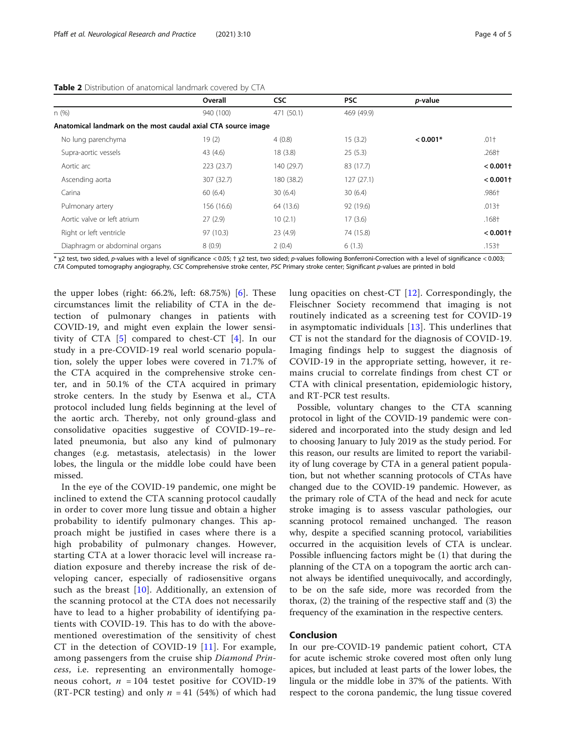**Table 2** Distribution of anatomical landmark covered by CTA

| | Overall | CSC | PSC | p-value | |
|---|---|---|---|---|---|
| n (%) | 940 (100) | 471 (50.1) | 469 (49.9) | | |
| **Anatomical landmark on the most caudal axial CTA source image** | | | | | |
| No lung parenchyma | 19 (2) | 4 (0.8) | 15 (3.2) | **< 0.001*** | .01† |
| Supra-aortic vessels | 43 (4.6) | 18 (3.8) | 25 (5.3) | | .268† |
| Aortic arc | 223 (23.7) | 140 (29.7) | 83 (17.7) | | **< 0.001†** |
| Ascending aorta | 307 (32.7) | 180 (38.2) | 127 (27.1) | | **< 0.001†** |
| Carina | 60 (6.4) | 30 (6.4) | 30 (6.4) | | .986† |
| Pulmonary artery | 156 (16.6) | 64 (13.6) | 92 (19.6) | | .013† |
| Aortic valve or left atrium | 27 (2.9) | 10 (2.1) | 17 (3.6) | | .168† |
| Right or left ventricle | 97 (10.3) | 23 (4.9) | 74 (15.8) | | **< 0.001†** |
| Diaphragm or abdominal organs | 8 (0.9) | 2 (0.4) | 6 (1.3) | | .153† |

* $\chi^2$ test, two sided, p-values with a level of significance < 0.05; † $\chi^2$ test, two sided; p-values following Bonferroni-Correction with a level of significance < 0.003; *CTA* Computed tomography angiography, *CSC* Comprehensive stroke center, *PSC* Primary stroke center; Significant p-values are printed in bold

the upper lobes (right: 66.2%, left: 68.75%) [6]. These circumstances limit the reliability of CTA in the detection of pulmonary changes in patients with COVID-19, and might even explain the lower sensitivity of CTA [5] compared to chest-CT [4]. In our study in a pre-COVID-19 real world scenario population, solely the upper lobes were covered in 71.7% of the CTA acquired in the comprehensive stroke center, and in 50.1% of the CTA acquired in primary stroke centers. In the study by Esenwa et al., CTA protocol included lung fields beginning at the level of the aortic arch. Thereby, not only ground-glass and consolidative opacities suggestive of COVID-19–related pneumonia, but also any kind of pulmonary changes (e.g. metastasis, atelectasis) in the lower lobes, the lingula or the middle lobe could have been missed.

In the eye of the COVID-19 pandemic, one might be inclined to extend the CTA scanning protocol caudally in order to cover more lung tissue and obtain a higher probability to identify pulmonary changes. This approach might be justified in cases where there is a high probability of pulmonary changes. However, starting CTA at a lower thoracic level will increase radiation exposure and thereby increase the risk of developing cancer, especially of radiosensitive organs such as the breast [10]. Additionally, an extension of the scanning protocol at the CTA does not necessarily have to lead to a higher probability of identifying patients with COVID-19. This has to do with the above-mentioned overestimation of the sensitivity of chest CT in the detection of COVID-19 [11]. For example, among passengers from the cruise ship *Diamond Princess*, i.e. representing an environmentally homogeneous cohort, $n$ = 104 testet positive for COVID-19 (RT-PCR testing) and only $n$ = 41 (54%) of which had lung opacities on chest-CT [12]. Correspondingly, the Fleischner Society recommend that imaging is not routinely indicated as a screening test for COVID-19 in asymptomatic individuals [13]. This underlines that CT is not the standard for the diagnosis of COVID-19. Imaging findings help to suggest the diagnosis of COVID-19 in the appropriate setting, however, it remains crucial to correlate findings from chest CT or CTA with clinical presentation, epidemiologic history, and RT-PCR test results.

Possible, voluntary changes to the CTA scanning protocol in light of the COVID-19 pandemic were considered and incorporated into the study design and led to choosing January to July 2019 as the study period. For this reason, our results are limited to report the variability of lung coverage by CTA in a general patient population, but not whether scanning protocols of CTAs have changed due to the COVID-19 pandemic. However, as the primary role of CTA of the head and neck for acute stroke imaging is to assess vascular pathologies, our scanning protocol remained unchanged. The reason why, despite a specified scanning protocol, variabilities occurred in the acquisition levels of CTA is unclear. Possible influencing factors might be (1) that during the planning of the CTA on a topogram the aortic arch cannot always be identified unequivocally, and accordingly, to be on the safe side, more was recorded from the thorax, (2) the training of the respective staff and (3) the frequency of the examination in the respective centers.

## Conclusion

In our pre-COVID-19 pandemic patient cohort, CTA for acute ischemic stroke covered most often only lung apices, but included at least parts of the lower lobes, the lingula or the middle lobe in 37% of the patients. With respect to the corona pandemic, the lung tissue covered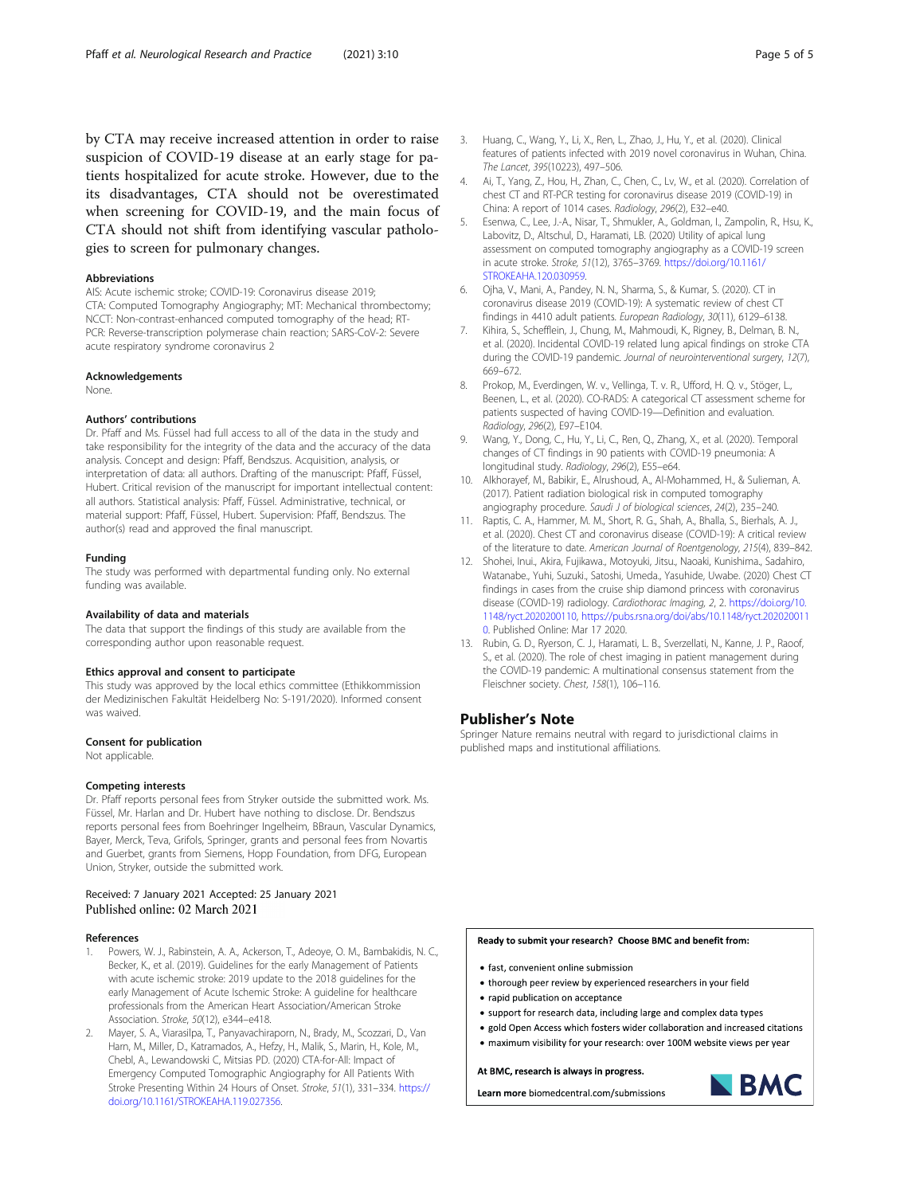by CTA may receive increased attention in order to raise suspicion of COVID-19 disease at an early stage for patients hospitalized for acute stroke. However, due to the its disadvantages, CTA should not be overestimated when screening for COVID-19, and the main focus of CTA should not shift from identifying vascular pathologies to screen for pulmonary changes.

### Abbreviations

AIS: Acute ischemic stroke; COVID-19: Coronavirus disease 2019; CTA: Computed Tomography Angiography; MT: Mechanical thrombectomy; NCCT: Non-contrast-enhanced computed tomography of the head; RT-PCR: Reverse-transcription polymerase chain reaction; SARS-CoV-2: Severe acute respiratory syndrome coronavirus 2

### Acknowledgements

None.

### Authors' contributions

Dr. Pfaff and Ms. Füssel had full access to all of the data in the study and take responsibility for the integrity of the data and the accuracy of the data analysis. Concept and design: Pfaff, Bendszus. Acquisition, analysis, or interpretation of data: all authors. Drafting of the manuscript: Pfaff, Füssel, Hubert. Critical revision of the manuscript for important intellectual content: all authors. Statistical analysis: Pfaff, Füssel. Administrative, technical, or material support: Pfaff, Füssel, Hubert. Supervision: Pfaff, Bendszus. The author(s) read and approved the final manuscript.

### Funding

The study was performed with departmental funding only. No external funding was available.

### Availability of data and materials

The data that support the findings of this study are available from the corresponding author upon reasonable request.

### Ethics approval and consent to participate

This study was approved by the local ethics committee (Ethikkommission der Medizinischen Fakultät Heidelberg No: S-191/2020). Informed consent was waived.

### Consent for publication

Not applicable.

### Competing interests

Dr. Pfaff reports personal fees from Stryker outside the submitted work. Ms. Füssel, Mr. Harlan and Dr. Hubert have nothing to disclose. Dr. Bendszus reports personal fees from Boehringer Ingelheim, BBraun, Vascular Dynamics, Bayer, Merck, Teva, Grifols, Springer, grants and personal fees from Novartis and Guerbet, grants from Siemens, Hopp Foundation, from DFG, European Union, Stryker, outside the submitted work.

Received: 7 January 2021 Accepted: 25 January 2021
Published online: 02 March 2021

### References

1. Powers, W. J., Rabinstein, A. A., Ackerson, T., Adeoye, O. M., Bambakidis, N. C., Becker, K., et al. (2019). Guidelines for the early Management of Patients with acute ischemic stroke: 2019 update to the 2018 guidelines for the early Management of Acute Ischemic Stroke: A guideline for healthcare professionals from the American Heart Association/American Stroke Association. *Stroke*, *50*(12), e344–e418.
2. Mayer, S. A., Viarasilpa, T., Panyavachiraporn, N., Brady, M., Scozzari, D., Van Harn, M., Miller, D., Katramados, A., Hefzy, H., Malik, S., Marin, H., Kole, M., Chebl, A., Lewandowski C, Mitsias PD. (2020) CTA-for-All: Impact of Emergency Computed Tomographic Angiography for All Patients With Stroke Presenting Within 24 Hours of Onset. *Stroke*, *51*(1), 331–334. https://doi.org/10.1161/STROKEAHA.119.027356.
3. Huang, C., Wang, Y., Li, X., Ren, L., Zhao, J., Hu, Y., et al. (2020). Clinical features of patients infected with 2019 novel coronavirus in Wuhan, China. *The Lancet*, *395*(10223), 497–506.
4. Ai, T., Yang, Z., Hou, H., Zhan, C., Chen, C., Lv, W., et al. (2020). Correlation of chest CT and RT-PCR testing for coronavirus disease 2019 (COVID-19) in China: A report of 1014 cases. *Radiology*, *296*(2), E32–e40.
5. Esenwa, C., Lee, J.-A., Nisar, T., Shmukler, A., Goldman, I., Zampolin, R., Hsu, K., Labovitz, D., Altschul, D., Haramati, LB. (2020) Utility of apical lung assessment on computed tomography angiography as a COVID-19 screen in acute stroke. *Stroke, 51*(12), 3765–3769. https://doi.org/10.1161/STROKEAHA.120.030959.
6. Ojha, V., Mani, A., Pandey, N. N., Sharma, S., & Kumar, S. (2020). CT in coronavirus disease 2019 (COVID-19): A systematic review of chest CT findings in 4410 adult patients. *European Radiology*, *30*(11), 6129–6138.
7. Kihira, S., Schefflein, J., Chung, M., Mahmoudi, K., Rigney, B., Delman, B. N., et al. (2020). Incidental COVID-19 related lung apical findings on stroke CTA during the COVID-19 pandemic. *Journal of neurointerventional surgery*, *12*(7), 669–672.
8. Prokop, M., Everdingen, W. v., Vellinga, T. v. R., Ufford, H. Q. v., Stöger, L., Beenen, L., et al. (2020). CO-RADS: A categorical CT assessment scheme for patients suspected of having COVID-19—Definition and evaluation. *Radiology*, *296*(2), E97–E104.
9. Wang, Y., Dong, C., Hu, Y., Li, C., Ren, Q., Zhang, X., et al. (2020). Temporal changes of CT findings in 90 patients with COVID-19 pneumonia: A longitudinal study. *Radiology*, *296*(2), E55–e64.
10. Alkhorayef, M., Babikir, E., Alrushoud, A., Al-Mohammed, H., & Sulieman, A. (2017). Patient radiation biological risk in computed tomography angiography procedure. *Saudi J of biological sciences*, *24*(2), 235–240.
11. Raptis, C. A., Hammer, M. M., Short, R. G., Shah, A., Bhalla, S., Bierhals, A. J., et al. (2020). Chest CT and coronavirus disease (COVID-19): A critical review of the literature to date. *American Journal of Roentgenology*, *215*(4), 839–842.
12. Shohei, Inui., Akira, Fujikawa., Motoyuki, Jitsu., Naoaki, Kunishima., Sadahiro, Watanabe., Yuhi, Suzuki., Satoshi, Umeda., Yasuhide, Uwabe. (2020) Chest CT findings in cases from the cruise ship diamond princess with coronavirus disease (COVID-19) radiology. *Cardiothorac Imaging, 2*, 2. https://doi.org/10.1148/ryct.2020200110, https://pubs.rsna.org/doi/abs/10.1148/ryct.2020200110. Published Online: Mar 17 2020.
13. Rubin, G. D., Ryerson, C. J., Haramati, L. B., Sverzellati, N., Kanne, J. P., Raoof, S., et al. (2020). The role of chest imaging in patient management during the COVID-19 pandemic: A multinational consensus statement from the Fleischner society. *Chest*, *158*(1), 106–116.

## Publisher's Note

Springer Nature remains neutral with regard to jurisdictional claims in published maps and institutional affiliations.

**Ready to submit your research? Choose BMC and benefit from:**

- fast, convenient online submission
- thorough peer review by experienced researchers in your field
- rapid publication on acceptance
- support for research data, including large and complex data types
- gold Open Access which fosters wider collaboration and increased citations
- maximum visibility for your research: over 100M website views per year

**At BMC, research is always in progress.**

**Learn more** biomedcentral.com/submissions

BMC